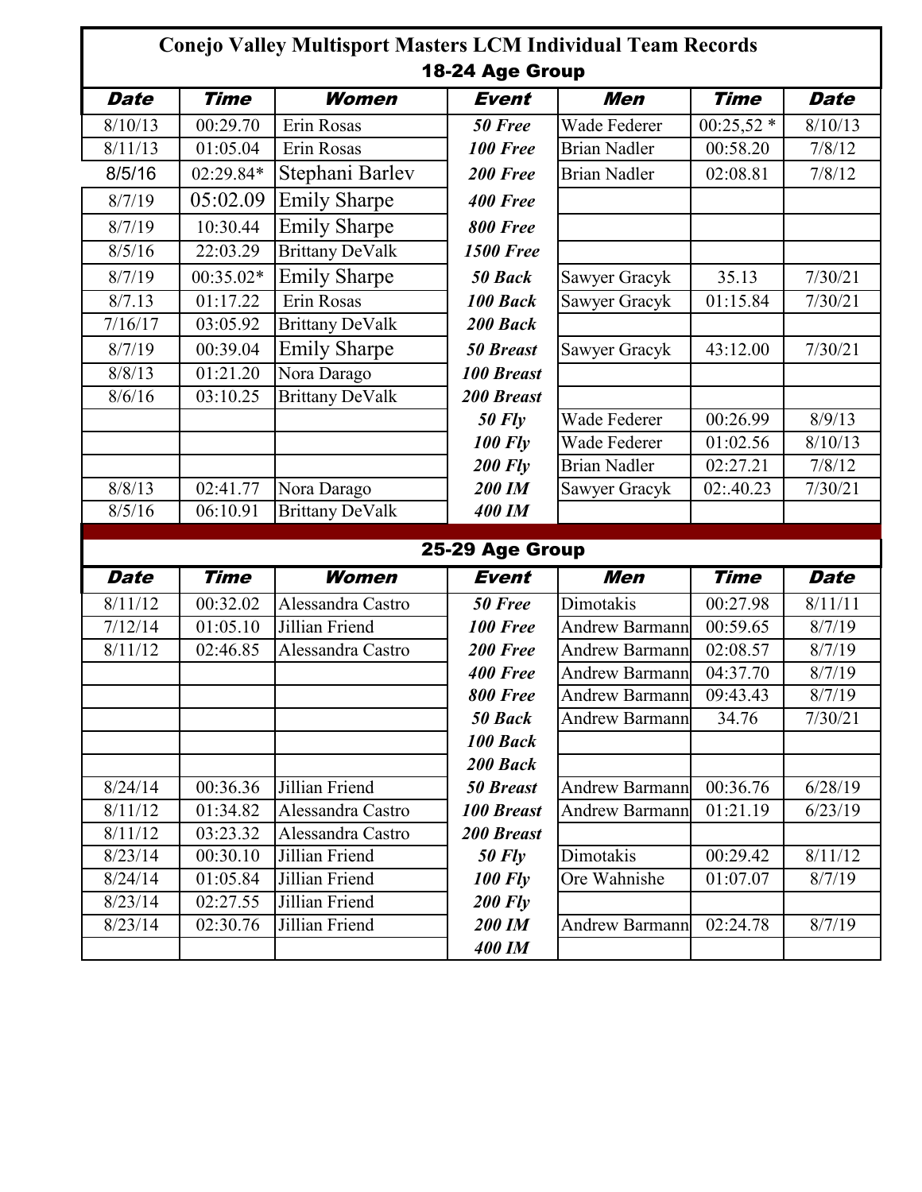# Conejo Valley Multisport Masters LCM Individual Team Records

## 18-24 Age Group

| Date | Time | Women | Event | Men | Time | Date |
|---|---|---|---|---|---|---|
| 8/10/13 | 00:29.70 | Erin Rosas | *50 Free* | Wade Federer | 00:25,52 * | 8/10/13 |
| 8/11/13 | 01:05.04 | Erin Rosas | *100 Free* | Brian Nadler | 00:58.20 | 7/8/12 |
| 8/5/16 | 02:29.84* | Stephani Barlev | *200 Free* | Brian Nadler | 02:08.81 | 7/8/12 |
| 8/7/19 | 05:02.09 | Emily Sharpe | *400 Free* | | | |
| 8/7/19 | 10:30.44 | Emily Sharpe | *800 Free* | | | |
| 8/5/16 | 22:03.29 | Brittany DeValk | *1500 Free* | | | |
| 8/7/19 | 00:35.02* | Emily Sharpe | *50 Back* | Sawyer Gracyk | 35.13 | 7/30/21 |
| 8/7.13 | 01:17.22 | Erin Rosas | *100 Back* | Sawyer Gracyk | 01:15.84 | 7/30/21 |
| 7/16/17 | 03:05.92 | Brittany DeValk | *200 Back* | | | |
| 8/7/19 | 00:39.04 | Emily Sharpe | *50 Breast* | Sawyer Gracyk | 43:12.00 | 7/30/21 |
| 8/8/13 | 01:21.20 | Nora Darago | *100 Breast* | | | |
| 8/6/16 | 03:10.25 | Brittany DeValk | *200 Breast* | | | |
| | | | *50 Fly* | Wade Federer | 00:26.99 | 8/9/13 |
| | | | *100 Fly* | Wade Federer | 01:02.56 | 8/10/13 |
| | | | *200 Fly* | Brian Nadler | 02:27.21 | 7/8/12 |
| 8/8/13 | 02:41.77 | Nora Darago | *200 IM* | Sawyer Gracyk | 02:.40.23 | 7/30/21 |
| 8/5/16 | 06:10.91 | Brittany DeValk | *400 IM* | | | |

## 25-29 Age Group

| Date | Time | Women | Event | Men | Time | Date |
|---|---|---|---|---|---|---|
| 8/11/12 | 00:32.02 | Alessandra Castro | *50 Free* | Dimotakis | 00:27.98 | 8/11/11 |
| 7/12/14 | 01:05.10 | Jillian Friend | *100 Free* | Andrew Barmann | 00:59.65 | 8/7/19 |
| 8/11/12 | 02:46.85 | Alessandra Castro | *200 Free* | Andrew Barmann | 02:08.57 | 8/7/19 |
| | | | *400 Free* | Andrew Barmann | 04:37.70 | 8/7/19 |
| | | | *800 Free* | Andrew Barmann | 09:43.43 | 8/7/19 |
| | | | *50 Back* | Andrew Barmann | 34.76 | 7/30/21 |
| | | | *100 Back* | | | |
| | | | *200 Back* | | | |
| 8/24/14 | 00:36.36 | Jillian Friend | *50 Breast* | Andrew Barmann | 00:36.76 | 6/28/19 |
| 8/11/12 | 01:34.82 | Alessandra Castro | *100 Breast* | Andrew Barmann | 01:21.19 | 6/23/19 |
| 8/11/12 | 03:23.32 | Alessandra Castro | *200 Breast* | | | |
| 8/23/14 | 00:30.10 | Jillian Friend | *50 Fly* | Dimotakis | 00:29.42 | 8/11/12 |
| 8/24/14 | 01:05.84 | Jillian Friend | *100 Fly* | Ore Wahnishe | 01:07.07 | 8/7/19 |
| 8/23/14 | 02:27.55 | Jillian Friend | *200 Fly* | | | |
| 8/23/14 | 02:30.76 | Jillian Friend | *200 IM* | Andrew Barmann | 02:24.78 | 8/7/19 |
| | | | *400 IM* | | | |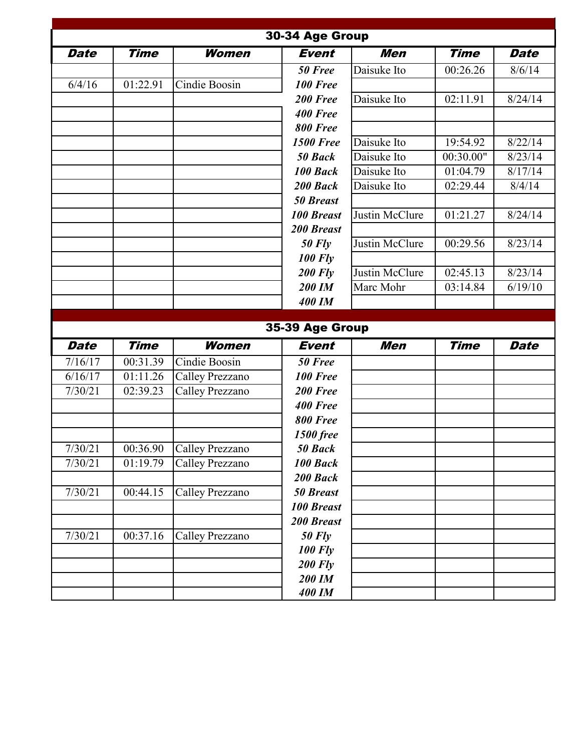## 30-34 Age Group

| Date | Time | Women | Event | Men | Time | Date |
|---|---|---|---|---|---|---|
| | | | 50 Free | Daisuke Ito | 00:26.26 | 8/6/14 |
| 6/4/16 | 01:22.91 | Cindie Boosin | 100 Free | | | |
| | | | 200 Free | Daisuke Ito | 02:11.91 | 8/24/14 |
| | | | 400 Free | | | |
| | | | 800 Free | | | |
| | | | 1500 Free | Daisuke Ito | 19:54.92 | 8/22/14 |
| | | | 50 Back | Daisuke Ito | 00:30.00" | 8/23/14 |
| | | | 100 Back | Daisuke Ito | 01:04.79 | 8/17/14 |
| | | | 200 Back | Daisuke Ito | 02:29.44 | 8/4/14 |
| | | | 50 Breast | | | |
| | | | 100 Breast | Justin McClure | 01:21.27 | 8/24/14 |
| | | | 200 Breast | | | |
| | | | 50 Fly | Justin McClure | 00:29.56 | 8/23/14 |
| | | | 100 Fly | | | |
| | | | 200 Fly | Justin McClure | 02:45.13 | 8/23/14 |
| | | | 200 IM | Marc Mohr | 03:14.84 | 6/19/10 |
| | | | 400 IM | | | |

## 35-39 Age Group

| Date | Time | Women | Event | Men | Time | Date |
|---|---|---|---|---|---|---|
| 7/16/17 | 00:31.39 | Cindie Boosin | 50 Free | | | |
| 6/16/17 | 01:11.26 | Calley Prezzano | 100 Free | | | |
| 7/30/21 | 02:39.23 | Calley Prezzano | 200 Free | | | |
| | | | 400 Free | | | |
| | | | 800 Free | | | |
| | | | 1500 free | | | |
| 7/30/21 | 00:36.90 | Calley Prezzano | 50 Back | | | |
| 7/30/21 | 01:19.79 | Calley Prezzano | 100 Back | | | |
| | | | 200 Back | | | |
| 7/30/21 | 00:44.15 | Calley Prezzano | 50 Breast | | | |
| | | | 100 Breast | | | |
| | | | 200 Breast | | | |
| 7/30/21 | 00:37.16 | Calley Prezzano | 50 Fly | | | |
| | | | 100 Fly | | | |
| | | | 200 Fly | | | |
| | | | 200 IM | | | |
| | | | 400 IM | | | |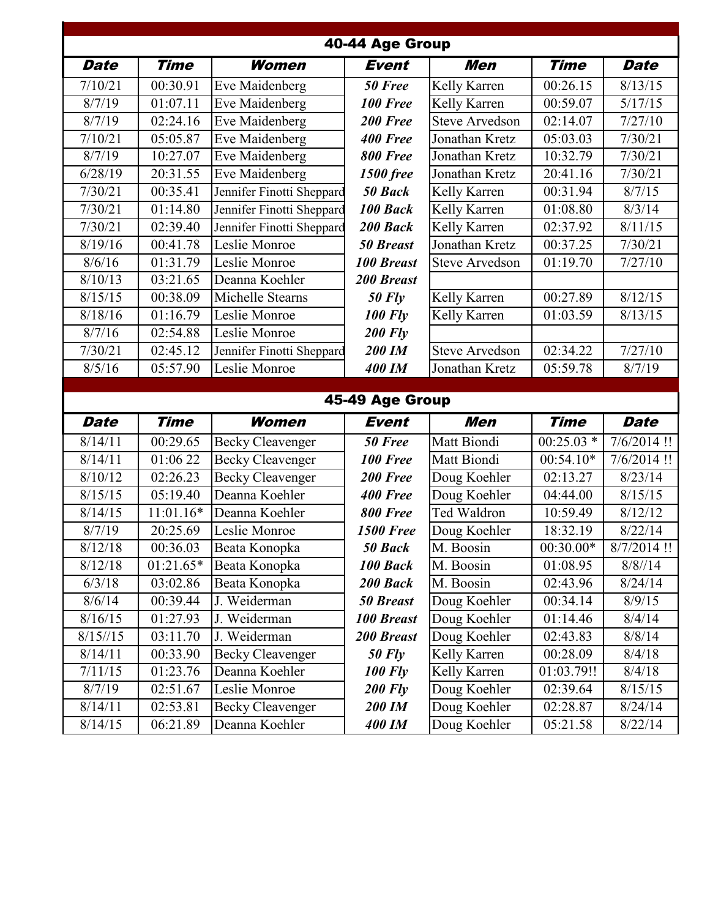## 40-44 Age Group

| Date | Time | Women | Event | Men | Time | Date |
|---|---|---|---|---|---|---|
| 7/10/21 | 00:30.91 | Eve Maidenberg | 50 Free | Kelly Karren | 00:26.15 | 8/13/15 |
| 8/7/19 | 01:07.11 | Eve Maidenberg | 100 Free | Kelly Karren | 00:59.07 | 5/17/15 |
| 8/7/19 | 02:24.16 | Eve Maidenberg | 200 Free | Steve Arvedson | 02:14.07 | 7/27/10 |
| 7/10/21 | 05:05.87 | Eve Maidenberg | 400 Free | Jonathan Kretz | 05:03.03 | 7/30/21 |
| 8/7/19 | 10:27.07 | Eve Maidenberg | 800 Free | Jonathan Kretz | 10:32.79 | 7/30/21 |
| 6/28/19 | 20:31.55 | Eve Maidenberg | 1500 free | Jonathan Kretz | 20:41.16 | 7/30/21 |
| 7/30/21 | 00:35.41 | Jennifer Finotti Sheppard | 50 Back | Kelly Karren | 00:31.94 | 8/7/15 |
| 7/30/21 | 01:14.80 | Jennifer Finotti Sheppard | 100 Back | Kelly Karren | 01:08.80 | 8/3/14 |
| 7/30/21 | 02:39.40 | Jennifer Finotti Sheppard | 200 Back | Kelly Karren | 02:37.92 | 8/11/15 |
| 8/19/16 | 00:41.78 | Leslie Monroe | 50 Breast | Jonathan Kretz | 00:37.25 | 7/30/21 |
| 8/6/16 | 01:31.79 | Leslie Monroe | 100 Breast | Steve Arvedson | 01:19.70 | 7/27/10 |
| 8/10/13 | 03:21.65 | Deanna Koehler | 200 Breast | | | |
| 8/15/15 | 00:38.09 | Michelle Stearns | 50 Fly | Kelly Karren | 00:27.89 | 8/12/15 |
| 8/18/16 | 01:16.79 | Leslie Monroe | 100 Fly | Kelly Karren | 01:03.59 | 8/13/15 |
| 8/7/16 | 02:54.88 | Leslie Monroe | 200 Fly | | | |
| 7/30/21 | 02:45.12 | Jennifer Finotti Sheppard | 200 IM | Steve Arvedson | 02:34.22 | 7/27/10 |
| 8/5/16 | 05:57.90 | Leslie Monroe | 400 IM | Jonathan Kretz | 05:59.78 | 8/7/19 |

## 45-49 Age Group

| Date | Time | Women | Event | Men | Time | Date |
|---|---|---|---|---|---|---|
| 8/14/11 | 00:29.65 | Becky Cleavenger | 50 Free | Matt Biondi | 00:25.03 * | 7/6/2014 !! |
| 8/14/11 | 01:06 22 | Becky Cleavenger | 100 Free | Matt Biondi | 00:54.10* | 7/6/2014 !! |
| 8/10/12 | 02:26.23 | Becky Cleavenger | 200 Free | Doug Koehler | 02:13.27 | 8/23/14 |
| 8/15/15 | 05:19.40 | Deanna Koehler | 400 Free | Doug Koehler | 04:44.00 | 8/15/15 |
| 8/14/15 | 11:01.16* | Deanna Koehler | 800 Free | Ted Waldron | 10:59.49 | 8/12/12 |
| 8/7/19 | 20:25.69 | Leslie Monroe | 1500 Free | Doug Koehler | 18:32.19 | 8/22/14 |
| 8/12/18 | 00:36.03 | Beata Konopka | 50 Back | M. Boosin | 00:30.00* | 8/7/2014 !! |
| 8/12/18 | 01:21.65* | Beata Konopka | 100 Back | M. Boosin | 01:08.95 | 8/8//14 |
| 6/3/18 | 03:02.86 | Beata Konopka | 200 Back | M. Boosin | 02:43.96 | 8/24/14 |
| 8/6/14 | 00:39.44 | J. Weiderman | 50 Breast | Doug Koehler | 00:34.14 | 8/9/15 |
| 8/16/15 | 01:27.93 | J. Weiderman | 100 Breast | Doug Koehler | 01:14.46 | 8/4/14 |
| 8/15//15 | 03:11.70 | J. Weiderman | 200 Breast | Doug Koehler | 02:43.83 | 8/8/14 |
| 8/14/11 | 00:33.90 | Becky Cleavenger | 50 Fly | Kelly Karren | 00:28.09 | 8/4/18 |
| 7/11/15 | 01:23.76 | Deanna Koehler | 100 Fly | Kelly Karren | 01:03.79!! | 8/4/18 |
| 8/7/19 | 02:51.67 | Leslie Monroe | 200 Fly | Doug Koehler | 02:39.64 | 8/15/15 |
| 8/14/11 | 02:53.81 | Becky Cleavenger | 200 IM | Doug Koehler | 02:28.87 | 8/24/14 |
| 8/14/15 | 06:21.89 | Deanna Koehler | 400 IM | Doug Koehler | 05:21.58 | 8/22/14 |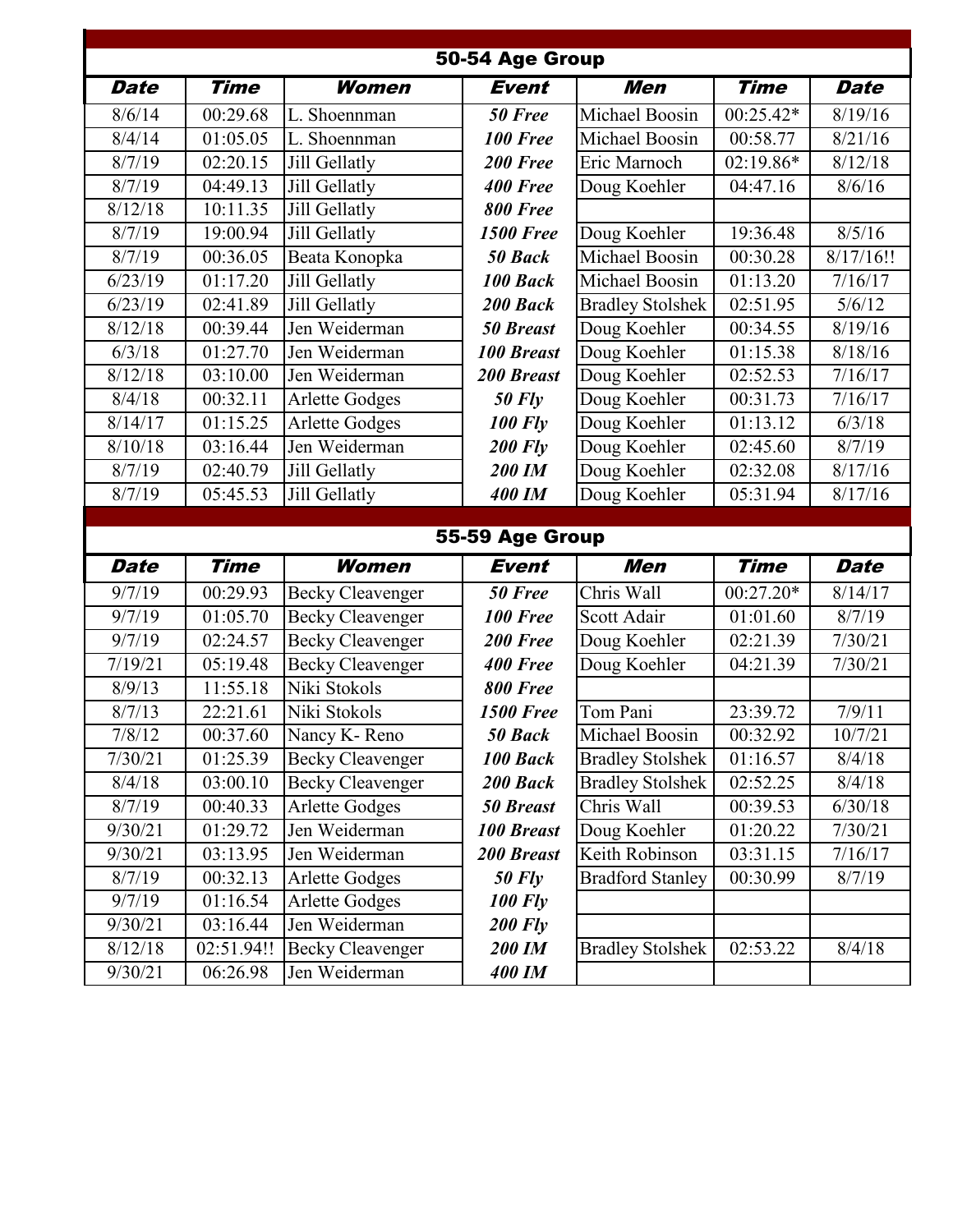## 50-54 Age Group

| Date | Time | Women | Event | Men | Time | Date |
|---|---|---|---|---|---|---|
| 8/6/14 | 00:29.68 | L. Shoennman | *50 Free* | Michael Boosin | 00:25.42* | 8/19/16 |
| 8/4/14 | 01:05.05 | L. Shoennman | *100 Free* | Michael Boosin | 00:58.77 | 8/21/16 |
| 8/7/19 | 02:20.15 | Jill Gellatly | *200 Free* | Eric Marnoch | 02:19.86* | 8/12/18 |
| 8/7/19 | 04:49.13 | Jill Gellatly | *400 Free* | Doug Koehler | 04:47.16 | 8/6/16 |
| 8/12/18 | 10:11.35 | Jill Gellatly | *800 Free* | | | |
| 8/7/19 | 19:00.94 | Jill Gellatly | *1500 Free* | Doug Koehler | 19:36.48 | 8/5/16 |
| 8/7/19 | 00:36.05 | Beata Konopka | *50 Back* | Michael Boosin | 00:30.28 | 8/17/16!! |
| 6/23/19 | 01:17.20 | Jill Gellatly | *100 Back* | Michael Boosin | 01:13.20 | 7/16/17 |
| 6/23/19 | 02:41.89 | Jill Gellatly | *200 Back* | Bradley Stolshek | 02:51.95 | 5/6/12 |
| 8/12/18 | 00:39.44 | Jen Weiderman | *50 Breast* | Doug Koehler | 00:34.55 | 8/19/16 |
| 6/3/18 | 01:27.70 | Jen Weiderman | *100 Breast* | Doug Koehler | 01:15.38 | 8/18/16 |
| 8/12/18 | 03:10.00 | Jen Weiderman | *200 Breast* | Doug Koehler | 02:52.53 | 7/16/17 |
| 8/4/18 | 00:32.11 | Arlette Godges | *50 Fly* | Doug Koehler | 00:31.73 | 7/16/17 |
| 8/14/17 | 01:15.25 | Arlette Godges | *100 Fly* | Doug Koehler | 01:13.12 | 6/3/18 |
| 8/10/18 | 03:16.44 | Jen Weiderman | *200 Fly* | Doug Koehler | 02:45.60 | 8/7/19 |
| 8/7/19 | 02:40.79 | Jill Gellatly | *200 IM* | Doug Koehler | 02:32.08 | 8/17/16 |
| 8/7/19 | 05:45.53 | Jill Gellatly | *400 IM* | Doug Koehler | 05:31.94 | 8/17/16 |

## 55-59 Age Group

| Date | Time | Women | Event | Men | Time | Date |
|---|---|---|---|---|---|---|
| 9/7/19 | 00:29.93 | Becky Cleavenger | *50 Free* | Chris Wall | 00:27.20* | 8/14/17 |
| 9/7/19 | 01:05.70 | Becky Cleavenger | *100 Free* | Scott Adair | 01:01.60 | 8/7/19 |
| 9/7/19 | 02:24.57 | Becky Cleavenger | *200 Free* | Doug Koehler | 02:21.39 | 7/30/21 |
| 7/19/21 | 05:19.48 | Becky Cleavenger | *400 Free* | Doug Koehler | 04:21.39 | 7/30/21 |
| 8/9/13 | 11:55.18 | Niki Stokols | *800 Free* | | | |
| 8/7/13 | 22:21.61 | Niki Stokols | *1500 Free* | Tom Pani | 23:39.72 | 7/9/11 |
| 7/8/12 | 00:37.60 | Nancy K- Reno | *50 Back* | Michael Boosin | 00:32.92 | 10/7/21 |
| 7/30/21 | 01:25.39 | Becky Cleavenger | *100 Back* | Bradley Stolshek | 01:16.57 | 8/4/18 |
| 8/4/18 | 03:00.10 | Becky Cleavenger | *200 Back* | Bradley Stolshek | 02:52.25 | 8/4/18 |
| 8/7/19 | 00:40.33 | Arlette Godges | *50 Breast* | Chris Wall | 00:39.53 | 6/30/18 |
| 9/30/21 | 01:29.72 | Jen Weiderman | *100 Breast* | Doug Koehler | 01:20.22 | 7/30/21 |
| 9/30/21 | 03:13.95 | Jen Weiderman | *200 Breast* | Keith Robinson | 03:31.15 | 7/16/17 |
| 8/7/19 | 00:32.13 | Arlette Godges | *50 Fly* | Bradford Stanley | 00:30.99 | 8/7/19 |
| 9/7/19 | 01:16.54 | Arlette Godges | *100 Fly* | | | |
| 9/30/21 | 03:16.44 | Jen Weiderman | *200 Fly* | | | |
| 8/12/18 | 02:51.94!! | Becky Cleavenger | *200 IM* | Bradley Stolshek | 02:53.22 | 8/4/18 |
| 9/30/21 | 06:26.98 | Jen Weiderman | *400 IM* | | | |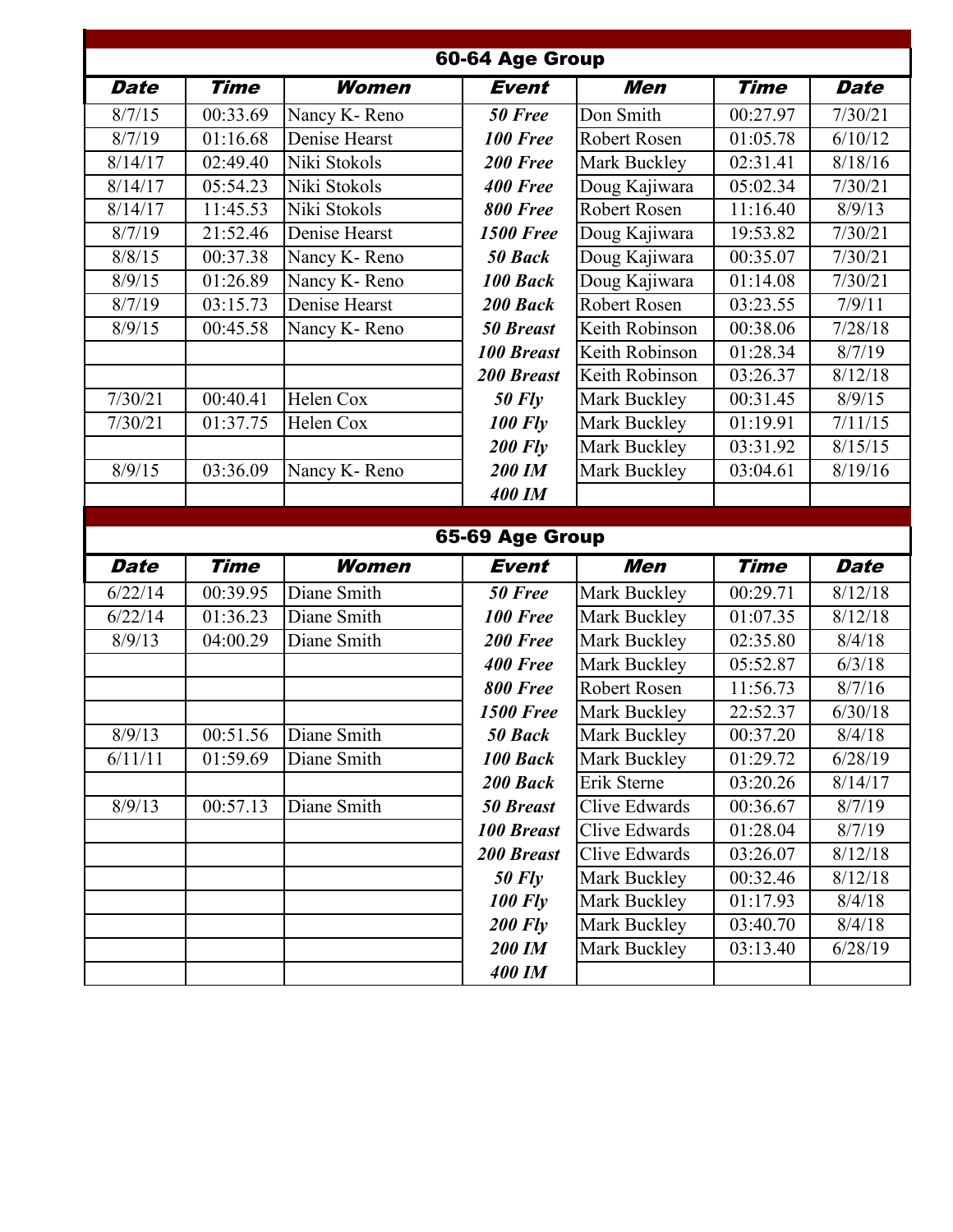## 60-64 Age Group

| Date | Time | Women | Event | Men | Time | Date |
|---|---|---|---|---|---|---|
| 8/7/15 | 00:33.69 | Nancy K- Reno | ***50 Free*** | Don Smith | 00:27.97 | 7/30/21 |
| 8/7/19 | 01:16.68 | Denise Hearst | ***100 Free*** | Robert Rosen | 01:05.78 | 6/10/12 |
| 8/14/17 | 02:49.40 | Niki Stokols | ***200 Free*** | Mark Buckley | 02:31.41 | 8/18/16 |
| 8/14/17 | 05:54.23 | Niki Stokols | ***400 Free*** | Doug Kajiwara | 05:02.34 | 7/30/21 |
| 8/14/17 | 11:45.53 | Niki Stokols | ***800 Free*** | Robert Rosen | 11:16.40 | 8/9/13 |
| 8/7/19 | 21:52.46 | Denise Hearst | ***1500 Free*** | Doug Kajiwara | 19:53.82 | 7/30/21 |
| 8/8/15 | 00:37.38 | Nancy K- Reno | ***50 Back*** | Doug Kajiwara | 00:35.07 | 7/30/21 |
| 8/9/15 | 01:26.89 | Nancy K- Reno | ***100 Back*** | Doug Kajiwara | 01:14.08 | 7/30/21 |
| 8/7/19 | 03:15.73 | Denise Hearst | ***200 Back*** | Robert Rosen | 03:23.55 | 7/9/11 |
| 8/9/15 | 00:45.58 | Nancy K- Reno | ***50 Breast*** | Keith Robinson | 00:38.06 | 7/28/18 |
| | | | ***100 Breast*** | Keith Robinson | 01:28.34 | 8/7/19 |
| | | | ***200 Breast*** | Keith Robinson | 03:26.37 | 8/12/18 |
| 7/30/21 | 00:40.41 | Helen Cox | ***50 Fly*** | Mark Buckley | 00:31.45 | 8/9/15 |
| 7/30/21 | 01:37.75 | Helen Cox | ***100 Fly*** | Mark Buckley | 01:19.91 | 7/11/15 |
| | | | ***200 Fly*** | Mark Buckley | 03:31.92 | 8/15/15 |
| 8/9/15 | 03:36.09 | Nancy K- Reno | ***200 IM*** | Mark Buckley | 03:04.61 | 8/19/16 |
| | | | ***400 IM*** | | | |

## 65-69 Age Group

| Date | Time | Women | Event | Men | Time | Date |
|---|---|---|---|---|---|---|
| 6/22/14 | 00:39.95 | Diane Smith | ***50 Free*** | Mark Buckley | 00:29.71 | 8/12/18 |
| 6/22/14 | 01:36.23 | Diane Smith | ***100 Free*** | Mark Buckley | 01:07.35 | 8/12/18 |
| 8/9/13 | 04:00.29 | Diane Smith | ***200 Free*** | Mark Buckley | 02:35.80 | 8/4/18 |
| | | | ***400 Free*** | Mark Buckley | 05:52.87 | 6/3/18 |
| | | | ***800 Free*** | Robert Rosen | 11:56.73 | 8/7/16 |
| | | | ***1500 Free*** | Mark Buckley | 22:52.37 | 6/30/18 |
| 8/9/13 | 00:51.56 | Diane Smith | ***50 Back*** | Mark Buckley | 00:37.20 | 8/4/18 |
| 6/11/11 | 01:59.69 | Diane Smith | ***100 Back*** | Mark Buckley | 01:29.72 | 6/28/19 |
| | | | ***200 Back*** | Erik Sterne | 03:20.26 | 8/14/17 |
| 8/9/13 | 00:57.13 | Diane Smith | ***50 Breast*** | Clive Edwards | 00:36.67 | 8/7/19 |
| | | | ***100 Breast*** | Clive Edwards | 01:28.04 | 8/7/19 |
| | | | ***200 Breast*** | Clive Edwards | 03:26.07 | 8/12/18 |
| | | | ***50 Fly*** | Mark Buckley | 00:32.46 | 8/12/18 |
| | | | ***100 Fly*** | Mark Buckley | 01:17.93 | 8/4/18 |
| | | | ***200 Fly*** | Mark Buckley | 03:40.70 | 8/4/18 |
| | | | ***200 IM*** | Mark Buckley | 03:13.40 | 6/28/19 |
| | | | ***400 IM*** | | | |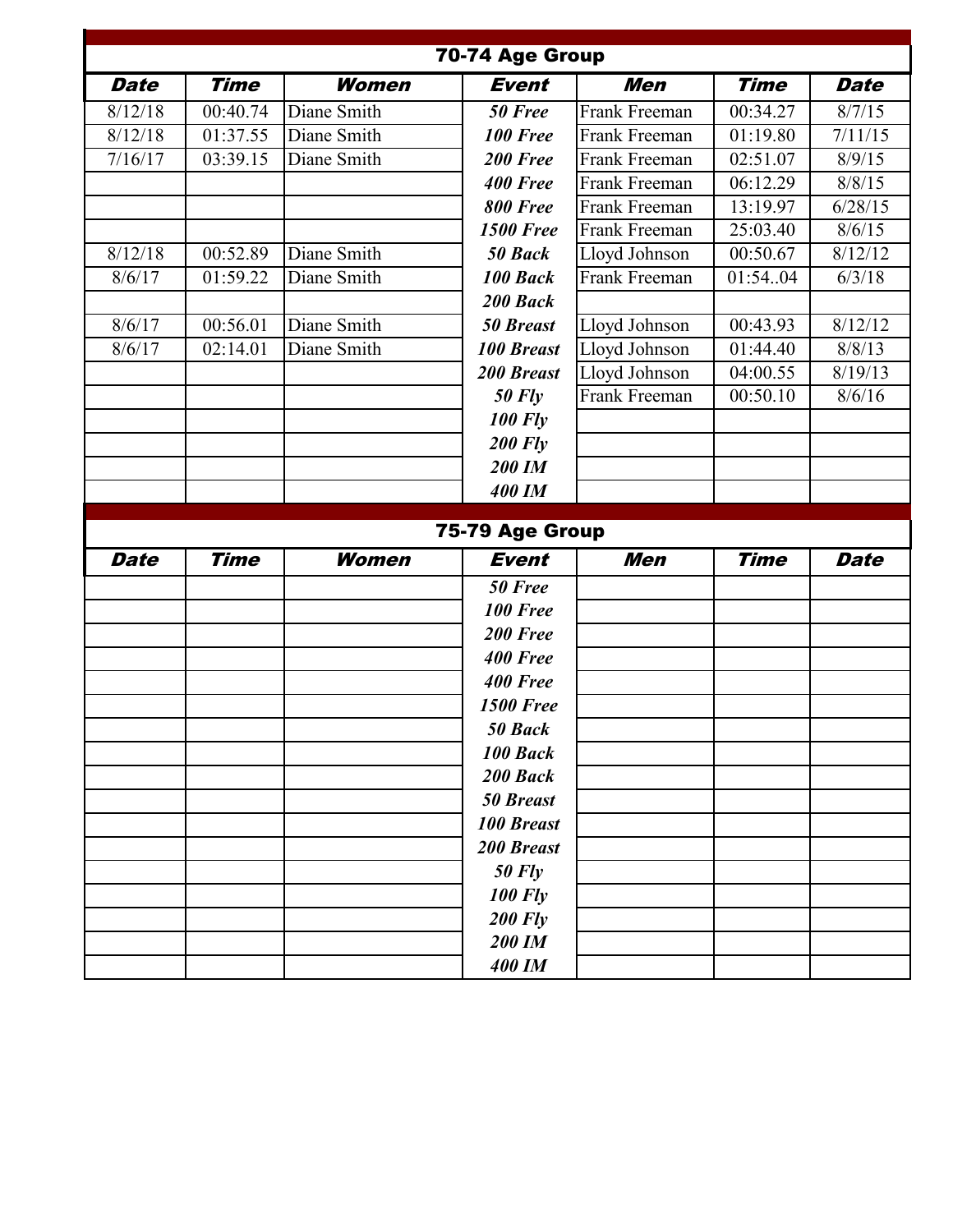| 70-74 Age Group | | | | | | |
|---|---|---|---|---|---|---|
| **Date** | **Time** | **Women** | **Event** | **Men** | **Time** | **Date** |
| 8/12/18 | 00:40.74 | Diane Smith | ***50 Free*** | Frank Freeman | 00:34.27 | 8/7/15 |
| 8/12/18 | 01:37.55 | Diane Smith | ***100 Free*** | Frank Freeman | 01:19.80 | 7/11/15 |
| 7/16/17 | 03:39.15 | Diane Smith | ***200 Free*** | Frank Freeman | 02:51.07 | 8/9/15 |
| | | | ***400 Free*** | Frank Freeman | 06:12.29 | 8/8/15 |
| | | | ***800 Free*** | Frank Freeman | 13:19.97 | 6/28/15 |
| | | | ***1500 Free*** | Frank Freeman | 25:03.40 | 8/6/15 |
| 8/12/18 | 00:52.89 | Diane Smith | ***50 Back*** | Lloyd Johnson | 00:50.67 | 8/12/12 |
| 8/6/17 | 01:59.22 | Diane Smith | ***100 Back*** | Frank Freeman | 01:54..04 | 6/3/18 |
| | | | ***200 Back*** | | | |
| 8/6/17 | 00:56.01 | Diane Smith | ***50 Breast*** | Lloyd Johnson | 00:43.93 | 8/12/12 |
| 8/6/17 | 02:14.01 | Diane Smith | ***100 Breast*** | Lloyd Johnson | 01:44.40 | 8/8/13 |
| | | | ***200 Breast*** | Lloyd Johnson | 04:00.55 | 8/19/13 |
| | | | ***50 Fly*** | Frank Freeman | 00:50.10 | 8/6/16 |
| | | | ***100 Fly*** | | | |
| | | | ***200 Fly*** | | | |
| | | | ***200 IM*** | | | |
| | | | ***400 IM*** | | | |

| 75-79 Age Group | | | | | | |
|---|---|---|---|---|---|---|
| **Date** | **Time** | **Women** | **Event** | **Men** | **Time** | **Date** |
| | | | ***50 Free*** | | | |
| | | | ***100 Free*** | | | |
| | | | ***200 Free*** | | | |
| | | | ***400 Free*** | | | |
| | | | ***400 Free*** | | | |
| | | | ***1500 Free*** | | | |
| | | | ***50 Back*** | | | |
| | | | ***100 Back*** | | | |
| | | | ***200 Back*** | | | |
| | | | ***50 Breast*** | | | |
| | | | ***100 Breast*** | | | |
| | | | ***200 Breast*** | | | |
| | | | ***50 Fly*** | | | |
| | | | ***100 Fly*** | | | |
| | | | ***200 Fly*** | | | |
| | | | ***200 IM*** | | | |
| | | | ***400 IM*** | | | |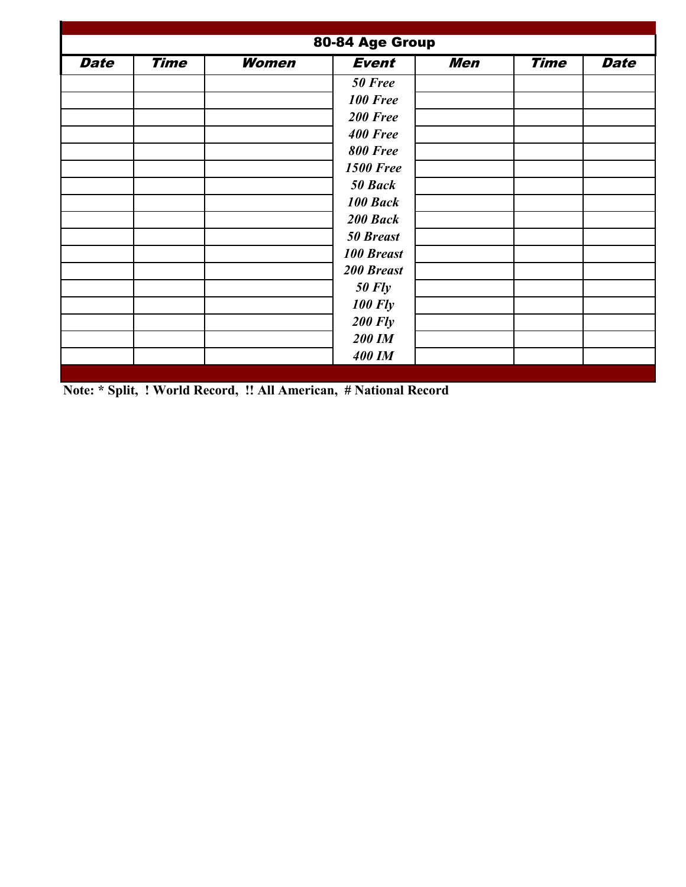## 80-84 Age Group

| Date | Time | Women | Event | Men | Time | Date |
|---|---|---|---|---|---|---|
| | | | 50 Free | | | |
| | | | 100 Free | | | |
| | | | 200 Free | | | |
| | | | 400 Free | | | |
| | | | 800 Free | | | |
| | | | 1500 Free | | | |
| | | | 50 Back | | | |
| | | | 100 Back | | | |
| | | | 200 Back | | | |
| | | | 50 Breast | | | |
| | | | 100 Breast | | | |
| | | | 200 Breast | | | |
| | | | 50 Fly | | | |
| | | | 100 Fly | | | |
| | | | 200 Fly | | | |
| | | | 200 IM | | | |
| | | | 400 IM | | | |

**Note: * Split, ! World Record, !! All American, # National Record**